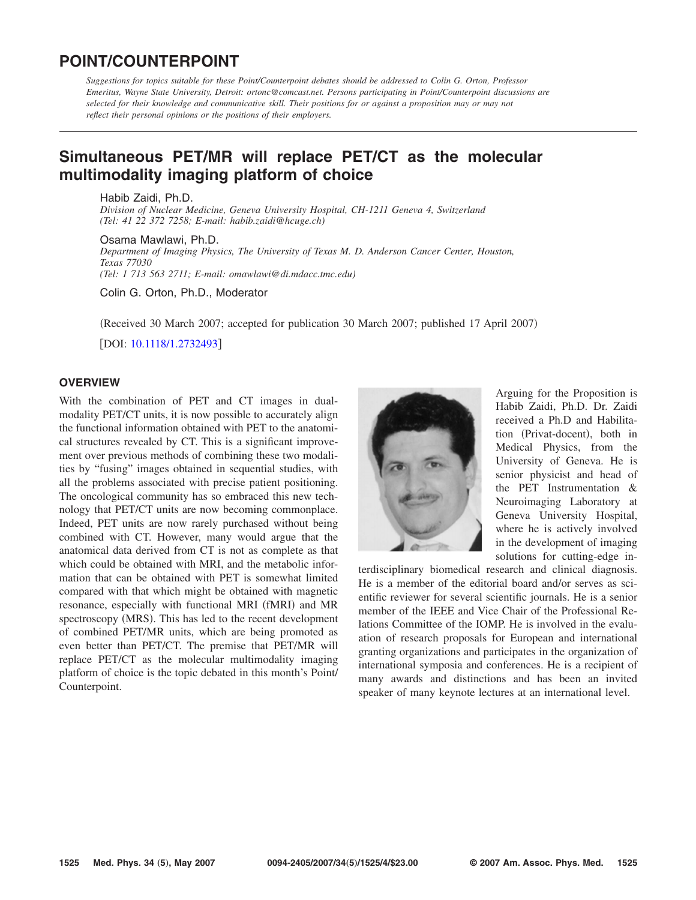# POINT/COUNTERPOINT

*Suggestions for topics suitable for these Point/Counterpoint debates should be addressed to Colin G. Orton, Professor Emeritus, Wayne State University, Detroit: ortonc@comcast.net. Persons participating in Point/Counterpoint discussions are selected for their knowledge and communicative skill. Their positions for or against a proposition may or may not reflect their personal opinions or the positions of their employers.*

## Simultaneous PET/MR will replace PET/CT as the molecular multimodality imaging platform of choice

Habib Zaidi, Ph.D.
*Division of Nuclear Medicine, Geneva University Hospital, CH-1211 Geneva 4, Switzerland (Tel: 41 22 372 7258; E-mail: habib.zaidi@hcuge.ch)*

Osama Mawlawi, Ph.D.
*Department of Imaging Physics, The University of Texas M. D. Anderson Cancer Center, Houston, Texas 77030 (Tel: 1 713 563 2711; E-mail: omawlawi@di.mdacc.tmc.edu)*

Colin G. Orton, Ph.D., Moderator

(Received 30 March 2007; accepted for publication 30 March 2007; published 17 April 2007)

[DOI: 10.1118/1.2732493]

### OVERVIEW

With the combination of PET and CT images in dual-modality PET/CT units, it is now possible to accurately align the functional information obtained with PET to the anatomical structures revealed by CT. This is a significant improvement over previous methods of combining these two modalities by "fusing" images obtained in sequential studies, with all the problems associated with precise patient positioning. The oncological community has so embraced this new technology that PET/CT units are now becoming commonplace. Indeed, PET units are now rarely purchased without being combined with CT. However, many would argue that the anatomical data derived from CT is not as complete as that which could be obtained with MRI, and the metabolic information that can be obtained with PET is somewhat limited compared with that which might be obtained with magnetic resonance, especially with functional MRI (fMRI) and MR spectroscopy (MRS). This has led to the recent development of combined PET/MR units, which are being promoted as even better than PET/CT. The premise that PET/MR will replace PET/CT as the molecular multimodality imaging platform of choice is the topic debated in this month's Point/Counterpoint.

Arguing for the Proposition is Habib Zaidi, Ph.D. Dr. Zaidi received a Ph.D and Habilitation (Privat-docent), both in Medical Physics, from the University of Geneva. He is senior physicist and head of the PET Instrumentation & Neuroimaging Laboratory at Geneva University Hospital, where he is actively involved in the development of imaging solutions for cutting-edge interdisciplinary biomedical research and clinical diagnosis. He is a member of the editorial board and/or serves as scientific reviewer for several scientific journals. He is a senior member of the IEEE and Vice Chair of the Professional Relations Committee of the IOMP. He is involved in the evaluation of research proposals for European and international granting organizations and participates in the organization of international symposia and conferences. He is a recipient of many awards and distinctions and has been an invited speaker of many keynote lectures at an international level.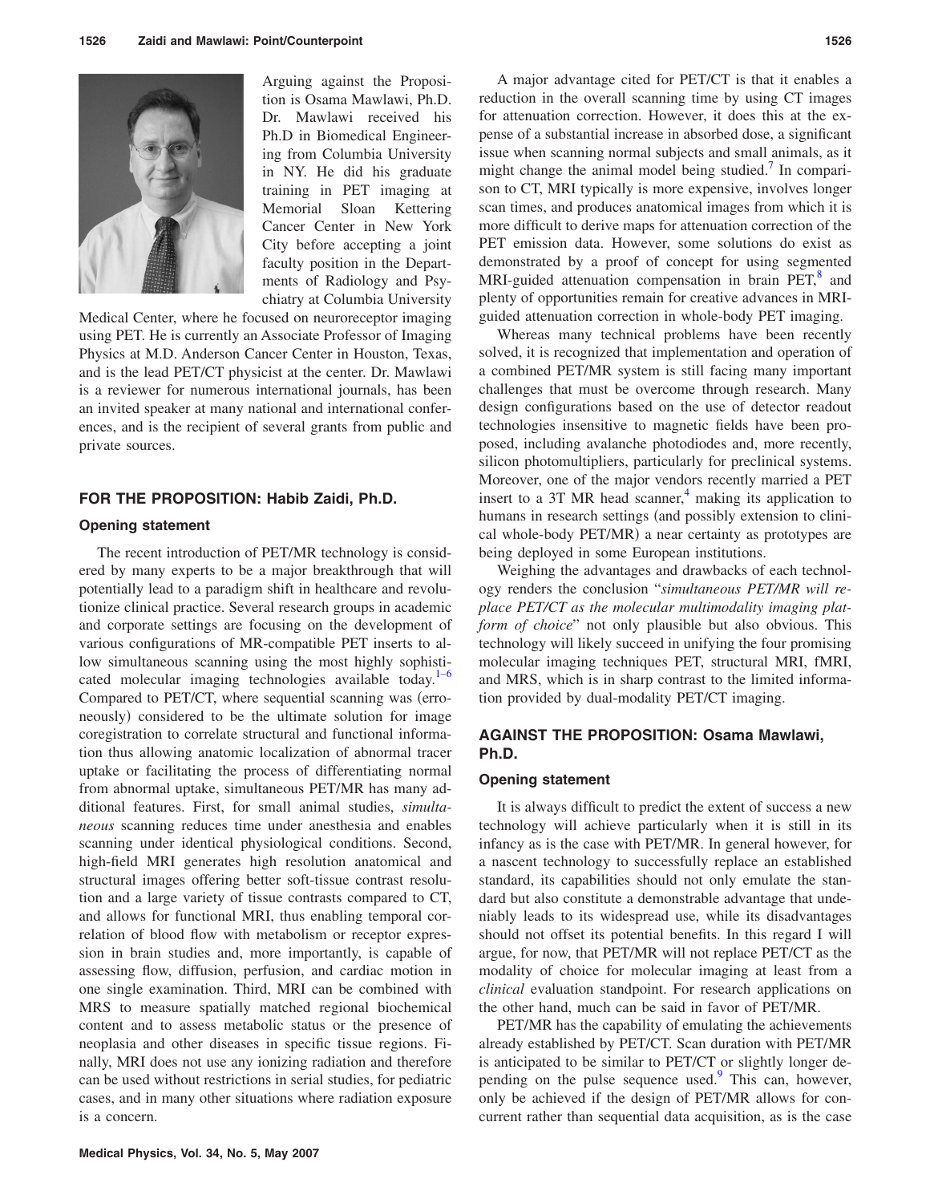Arguing against the Proposition is Osama Mawlawi, Ph.D. Dr. Mawlawi received his Ph.D in Biomedical Engineering from Columbia University in NY. He did his graduate training in PET imaging at Memorial Sloan Kettering Cancer Center in New York City before accepting a joint faculty position in the Departments of Radiology and Psychiatry at Columbia University Medical Center, where he focused on neuroreceptor imaging using PET. He is currently an Associate Professor of Imaging Physics at M.D. Anderson Cancer Center in Houston, Texas, and is the lead PET/CT physicist at the center. Dr. Mawlawi is a reviewer for numerous international journals, has been an invited speaker at many national and international conferences, and is the recipient of several grants from public and private sources.

## FOR THE PROPOSITION: Habib Zaidi, Ph.D.

### Opening statement

The recent introduction of PET/MR technology is considered by many experts to be a major breakthrough that will potentially lead to a paradigm shift in healthcare and revolutionize clinical practice. Several research groups in academic and corporate settings are focusing on the development of various configurations of MR-compatible PET inserts to allow simultaneous scanning using the most highly sophisticated molecular imaging technologies available today.[1–6] Compared to PET/CT, where sequential scanning was (erroneously) considered to be the ultimate solution for image coregistration to correlate structural and functional information thus allowing anatomic localization of abnormal tracer uptake or facilitating the process of differentiating normal from abnormal uptake, simultaneous PET/MR has many additional features. First, for small animal studies, *simultaneous* scanning reduces time under anesthesia and enables scanning under identical physiological conditions. Second, high-field MRI generates high resolution anatomical and structural images offering better soft-tissue contrast resolution and a large variety of tissue contrasts compared to CT, and allows for functional MRI, thus enabling temporal correlation of blood flow with metabolism or receptor expression in brain studies and, more importantly, is capable of assessing flow, diffusion, perfusion, and cardiac motion in one single examination. Third, MRI can be combined with MRS to measure spatially matched regional biochemical content and to assess metabolic status or the presence of neoplasia and other diseases in specific tissue regions. Finally, MRI does not use any ionizing radiation and therefore can be used without restrictions in serial studies, for pediatric cases, and in many other situations where radiation exposure is a concern.

A major advantage cited for PET/CT is that it enables a reduction in the overall scanning time by using CT images for attenuation correction. However, it does this at the expense of a substantial increase in absorbed dose, a significant issue when scanning normal subjects and small animals, as it might change the animal model being studied.[7] In comparison to CT, MRI typically is more expensive, involves longer scan times, and produces anatomical images from which it is more difficult to derive maps for attenuation correction of the PET emission data. However, some solutions do exist as demonstrated by a proof of concept for using segmented MRI-guided attenuation compensation in brain PET,[8] and plenty of opportunities remain for creative advances in MRI-guided attenuation correction in whole-body PET imaging.

Whereas many technical problems have been recently solved, it is recognized that implementation and operation of a combined PET/MR system is still facing many important challenges that must be overcome through research. Many design configurations based on the use of detector readout technologies insensitive to magnetic fields have been proposed, including avalanche photodiodes and, more recently, silicon photomultipliers, particularly for preclinical systems. Moreover, one of the major vendors recently married a PET insert to a 3T MR head scanner,[4] making its application to humans in research settings (and possibly extension to clinical whole-body PET/MR) a near certainty as prototypes are being deployed in some European institutions.

Weighing the advantages and drawbacks of each technology renders the conclusion "*simultaneous PET/MR will replace PET/CT as the molecular multimodality imaging platform of choice*" not only plausible but also obvious. This technology will likely succeed in unifying the four promising molecular imaging techniques PET, structural MRI, fMRI, and MRS, which is in sharp contrast to the limited information provided by dual-modality PET/CT imaging.

## AGAINST THE PROPOSITION: Osama Mawlawi, Ph.D.

### Opening statement

It is always difficult to predict the extent of success a new technology will achieve particularly when it is still in its infancy as is the case with PET/MR. In general however, for a nascent technology to successfully replace an established standard, its capabilities should not only emulate the standard but also constitute a demonstrable advantage that undeniably leads to its widespread use, while its disadvantages should not offset its potential benefits. In this regard I will argue, for now, that PET/MR will not replace PET/CT as the modality of choice for molecular imaging at least from a *clinical* evaluation standpoint. For research applications on the other hand, much can be said in favor of PET/MR.

PET/MR has the capability of emulating the achievements already established by PET/CT. Scan duration with PET/MR is anticipated to be similar to PET/CT or slightly longer depending on the pulse sequence used.[9] This can, however, only be achieved if the design of PET/MR allows for concurrent rather than sequential data acquisition, as is the case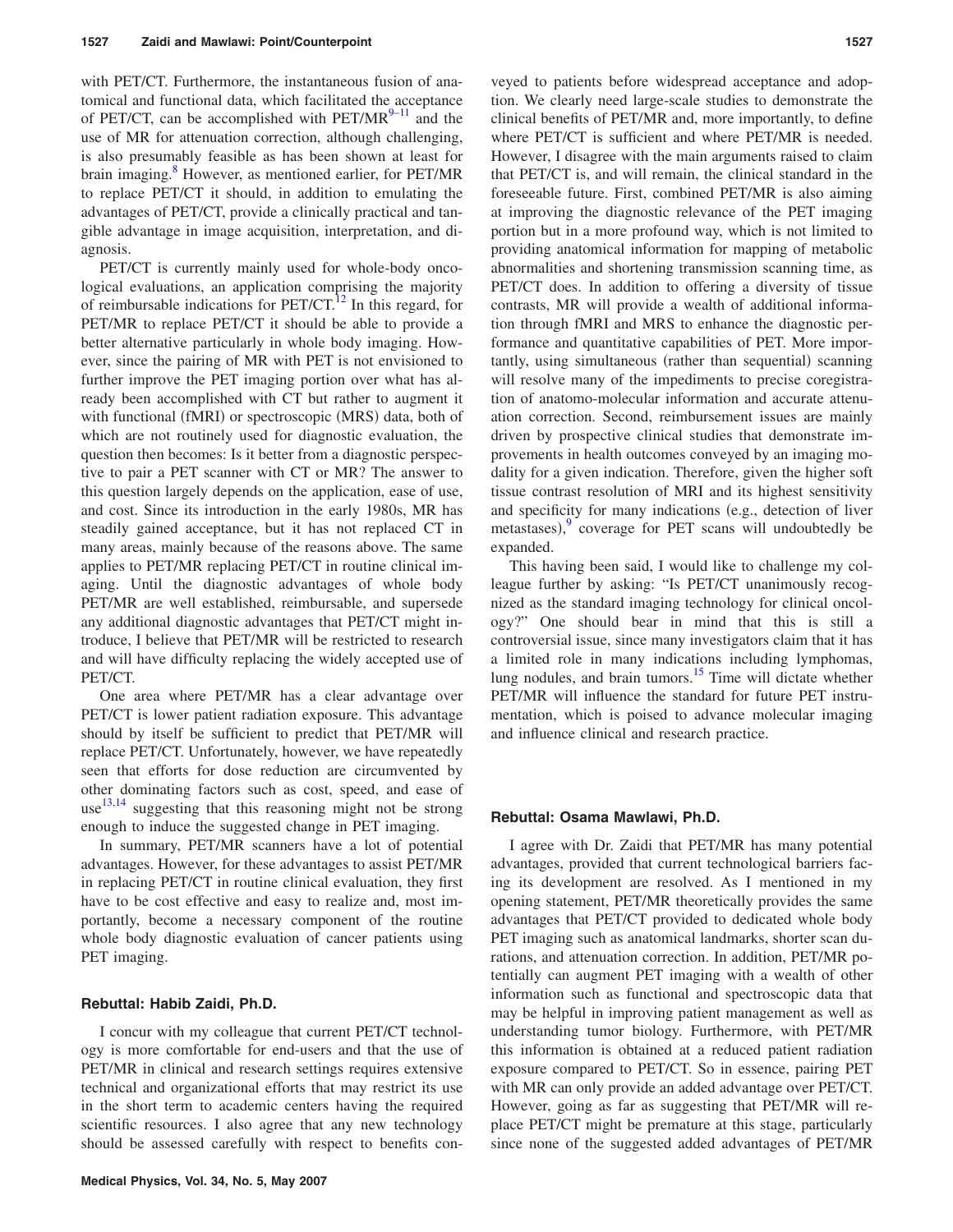with PET/CT. Furthermore, the instantaneous fusion of anatomical and functional data, which facilitated the acceptance of PET/CT, can be accomplished with PET/MR[9–11] and the use of MR for attenuation correction, although challenging, is also presumably feasible as has been shown at least for brain imaging.[8] However, as mentioned earlier, for PET/MR to replace PET/CT it should, in addition to emulating the advantages of PET/CT, provide a clinically practical and tangible advantage in image acquisition, interpretation, and diagnosis.

PET/CT is currently mainly used for whole-body oncological evaluations, an application comprising the majority of reimbursable indications for PET/CT.[12] In this regard, for PET/MR to replace PET/CT it should be able to provide a better alternative particularly in whole body imaging. However, since the pairing of MR with PET is not envisioned to further improve the PET imaging portion over what has already been accomplished with CT but rather to augment it with functional (fMRI) or spectroscopic (MRS) data, both of which are not routinely used for diagnostic evaluation, the question then becomes: Is it better from a diagnostic perspective to pair a PET scanner with CT or MR? The answer to this question largely depends on the application, ease of use, and cost. Since its introduction in the early 1980s, MR has steadily gained acceptance, but it has not replaced CT in many areas, mainly because of the reasons above. The same applies to PET/MR replacing PET/CT in routine clinical imaging. Until the diagnostic advantages of whole body PET/MR are well established, reimbursable, and supersede any additional diagnostic advantages that PET/CT might introduce, I believe that PET/MR will be restricted to research and will have difficulty replacing the widely accepted use of PET/CT.

One area where PET/MR has a clear advantage over PET/CT is lower patient radiation exposure. This advantage should by itself be sufficient to predict that PET/MR will replace PET/CT. Unfortunately, however, we have repeatedly seen that efforts for dose reduction are circumvented by other dominating factors such as cost, speed, and ease of use[13,14] suggesting that this reasoning might not be strong enough to induce the suggested change in PET imaging.

In summary, PET/MR scanners have a lot of potential advantages. However, for these advantages to assist PET/MR in replacing PET/CT in routine clinical evaluation, they first have to be cost effective and easy to realize and, most importantly, become a necessary component of the routine whole body diagnostic evaluation of cancer patients using PET imaging.

## Rebuttal: Habib Zaidi, Ph.D.

I concur with my colleague that current PET/CT technology is more comfortable for end-users and that the use of PET/MR in clinical and research settings requires extensive technical and organizational efforts that may restrict its use in the short term to academic centers having the required scientific resources. I also agree that any new technology should be assessed carefully with respect to benefits conveyed to patients before widespread acceptance and adoption. We clearly need large-scale studies to demonstrate the clinical benefits of PET/MR and, more importantly, to define where PET/CT is sufficient and where PET/MR is needed. However, I disagree with the main arguments raised to claim that PET/CT is, and will remain, the clinical standard in the foreseeable future. First, combined PET/MR is also aiming at improving the diagnostic relevance of the PET imaging portion but in a more profound way, which is not limited to providing anatomical information for mapping of metabolic abnormalities and shortening transmission scanning time, as PET/CT does. In addition to offering a diversity of tissue contrasts, MR will provide a wealth of additional information through fMRI and MRS to enhance the diagnostic performance and quantitative capabilities of PET. More importantly, using simultaneous (rather than sequential) scanning will resolve many of the impediments to precise coregistration of anatomo-molecular information and accurate attenuation correction. Second, reimbursement issues are mainly driven by prospective clinical studies that demonstrate improvements in health outcomes conveyed by an imaging modality for a given indication. Therefore, given the higher soft tissue contrast resolution of MRI and its highest sensitivity and specificity for many indications (e.g., detection of liver metastases),[9] coverage for PET scans will undoubtedly be expanded.

This having been said, I would like to challenge my colleague further by asking: "Is PET/CT unanimously recognized as the standard imaging technology for clinical oncology?" One should bear in mind that this is still a controversial issue, since many investigators claim that it has a limited role in many indications including lymphomas, lung nodules, and brain tumors.[15] Time will dictate whether PET/MR will influence the standard for future PET instrumentation, which is poised to advance molecular imaging and influence clinical and research practice.

## Rebuttal: Osama Mawlawi, Ph.D.

I agree with Dr. Zaidi that PET/MR has many potential advantages, provided that current technological barriers facing its development are resolved. As I mentioned in my opening statement, PET/MR theoretically provides the same advantages that PET/CT provided to dedicated whole body PET imaging such as anatomical landmarks, shorter scan durations, and attenuation correction. In addition, PET/MR potentially can augment PET imaging with a wealth of other information such as functional and spectroscopic data that may be helpful in improving patient management as well as understanding tumor biology. Furthermore, with PET/MR this information is obtained at a reduced patient radiation exposure compared to PET/CT. So in essence, pairing PET with MR can only provide an added advantage over PET/CT. However, going as far as suggesting that PET/MR will replace PET/CT might be premature at this stage, particularly since none of the suggested added advantages of PET/MR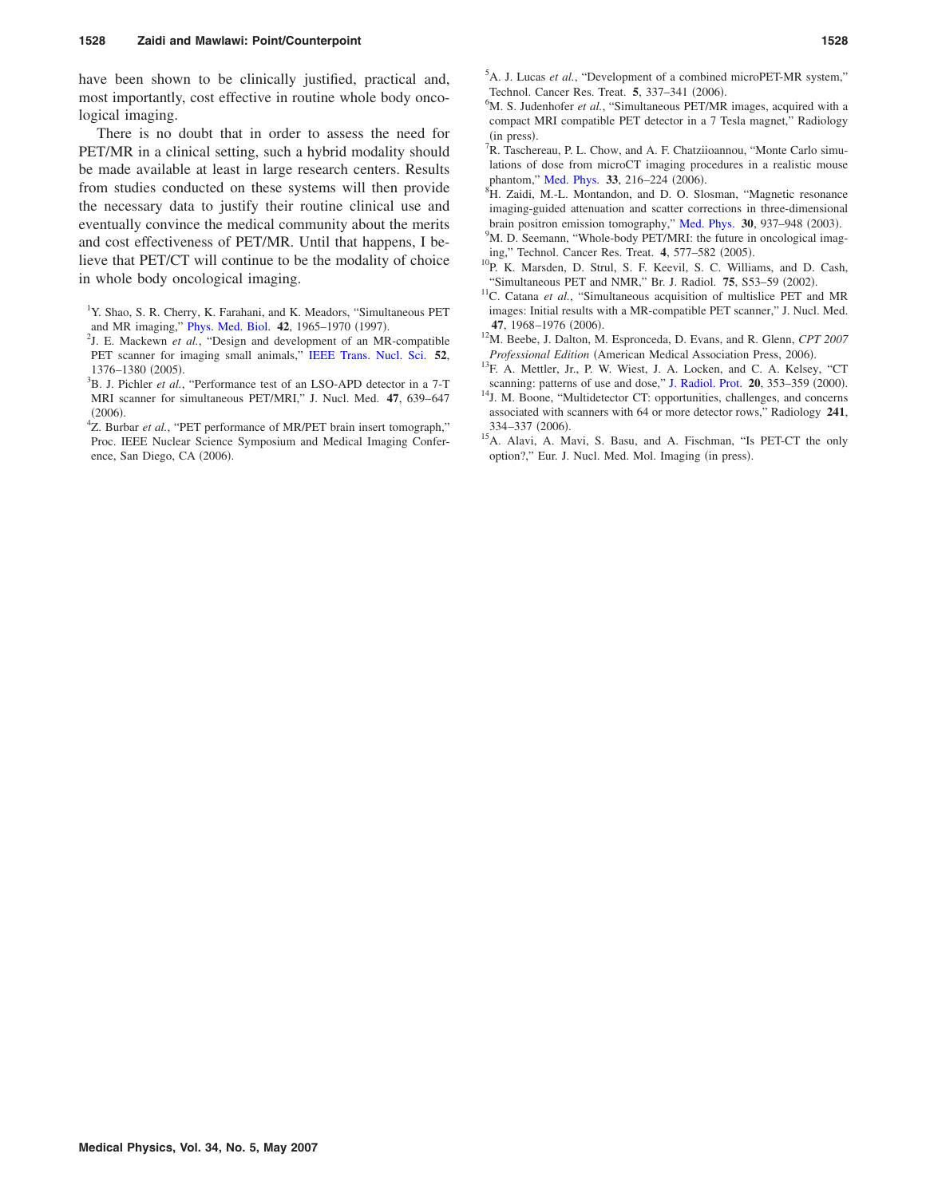have been shown to be clinically justified, practical and, most importantly, cost effective in routine whole body oncological imaging.

There is no doubt that in order to assess the need for PET/MR in a clinical setting, such a hybrid modality should be made available at least in large research centers. Results from studies conducted on these systems will then provide the necessary data to justify their routine clinical use and eventually convince the medical community about the merits and cost effectiveness of PET/MR. Until that happens, I believe that PET/CT will continue to be the modality of choice in whole body oncological imaging.

[1]Y. Shao, S. R. Cherry, K. Farahani, and K. Meadors, "Simultaneous PET and MR imaging," Phys. Med. Biol. **42**, 1965–1970 (1997).

[2]J. E. Mackewn *et al.*, "Design and development of an MR-compatible PET scanner for imaging small animals," IEEE Trans. Nucl. Sci. **52**, 1376–1380 (2005).

[3]B. J. Pichler *et al.*, "Performance test of an LSO-APD detector in a 7-T MRI scanner for simultaneous PET/MRI," J. Nucl. Med. **47**, 639–647 (2006).

[4]Z. Burbar *et al.*, "PET performance of MR/PET brain insert tomograph," Proc. IEEE Nuclear Science Symposium and Medical Imaging Conference, San Diego, CA (2006).

[5]A. J. Lucas *et al.*, "Development of a combined microPET-MR system," Technol. Cancer Res. Treat. **5**, 337–341 (2006).

[6]M. S. Judenhofer *et al.*, "Simultaneous PET/MR images, acquired with a compact MRI compatible PET detector in a 7 Tesla magnet," Radiology (in press).

[7]R. Taschereau, P. L. Chow, and A. F. Chatziioannou, "Monte Carlo simulations of dose from microCT imaging procedures in a realistic mouse phantom," Med. Phys. **33**, 216–224 (2006).

[8]H. Zaidi, M.-L. Montandon, and D. O. Slosman, "Magnetic resonance imaging-guided attenuation and scatter corrections in three-dimensional brain positron emission tomography," Med. Phys. **30**, 937–948 (2003).

[9]M. D. Seemann, "Whole-body PET/MRI: the future in oncological imaging," Technol. Cancer Res. Treat. **4**, 577–582 (2005).

[10]P. K. Marsden, D. Strul, S. F. Keevil, S. C. Williams, and D. Cash, "Simultaneous PET and NMR," Br. J. Radiol. **75**, S53–59 (2002).

[11]C. Catana *et al.*, "Simultaneous acquisition of multislice PET and MR images: Initial results with a MR-compatible PET scanner," J. Nucl. Med. **47**, 1968–1976 (2006).

[12]M. Beebe, J. Dalton, M. Espronceda, D. Evans, and R. Glenn, *CPT 2007 Professional Edition* (American Medical Association Press, 2006).

[13]F. A. Mettler, Jr., P. W. Wiest, J. A. Locken, and C. A. Kelsey, "CT scanning: patterns of use and dose," J. Radiol. Prot. **20**, 353–359 (2000).

[14]J. M. Boone, "Multidetector CT: opportunities, challenges, and concerns associated with scanners with 64 or more detector rows," Radiology **241**, 334–337 (2006).

[15]A. Alavi, A. Mavi, S. Basu, and A. Fischman, "Is PET-CT the only option?," Eur. J. Nucl. Med. Mol. Imaging (in press).